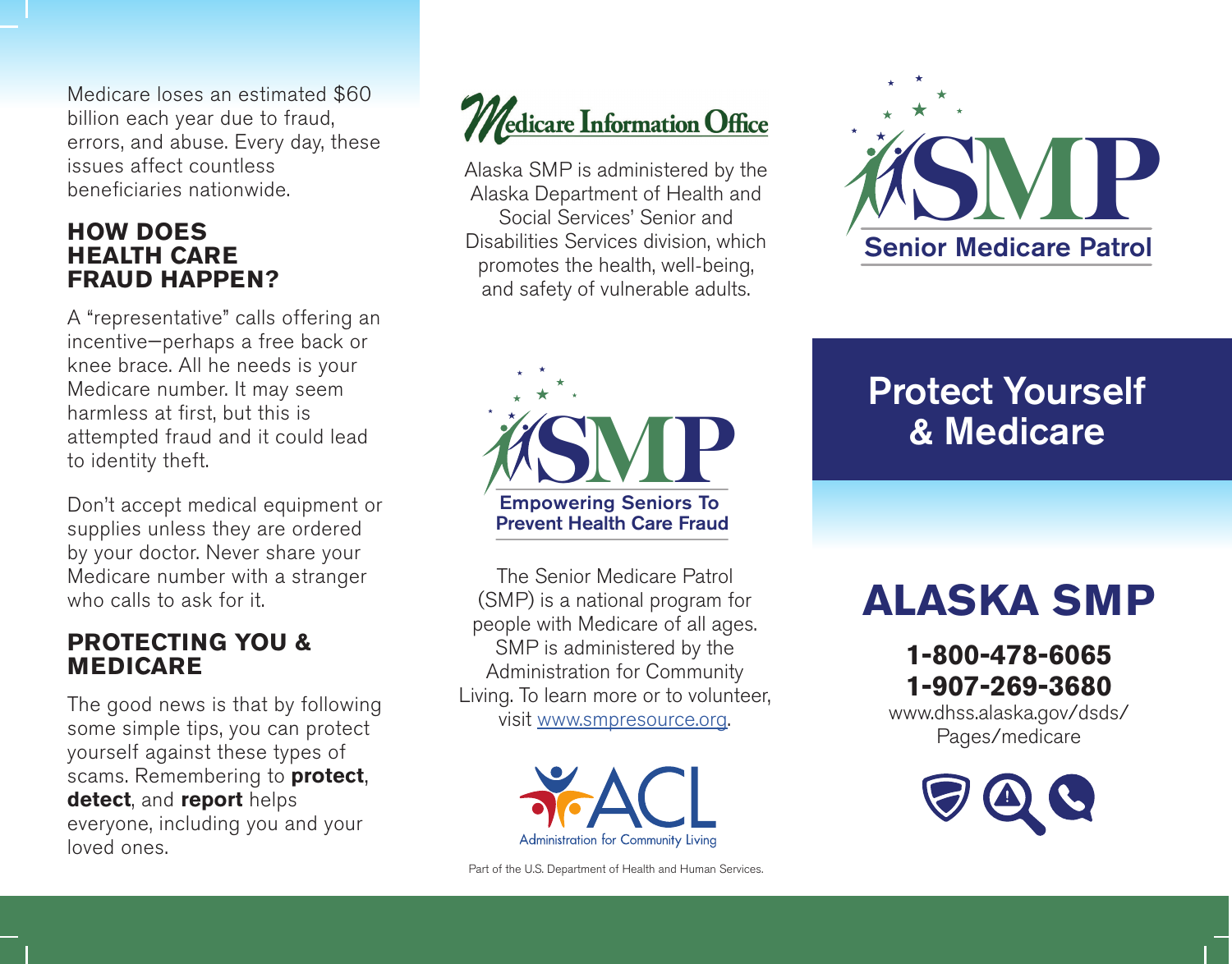Medicare loses an estimated $60 billion each year due to fraud, errors, and abuse. Every day, these issues affect countless beneficiaries nationwide.

## HOW DOES HEALTH CARE FRAUD HAPPEN?

A "representative" calls offering an incentive—perhaps a free back or knee brace. All he needs is your Medicare number. It may seem harmless at first, but this is attempted fraud and it could lead to identity theft.

Don't accept medical equipment or supplies unless they are ordered by your doctor. Never share your Medicare number with a stranger who calls to ask for it.

## PROTECTING YOU & MEDICARE

The good news is that by following some simple tips, you can protect yourself against these types of scams. Remembering to **protect**, **detect**, and **report** helps everyone, including you and your loved ones.

Medicare Information Office

Alaska SMP is administered by the Alaska Department of Health and Social Services' Senior and Disabilities Services division, which promotes the health, well-being, and safety of vulnerable adults.

SMP

Empowering Seniors To Prevent Health Care Fraud

The Senior Medicare Patrol (SMP) is a national program for people with Medicare of all ages. SMP is administered by the Administration for Community Living. To learn more or to volunteer, visit www.smpresource.org.

ACL Administration for Community Living

Part of the U.S. Department of Health and Human Services.

SMP Senior Medicare Patrol

# Protect Yourself & Medicare

# ALASKA SMP

**1-800-478-6065**

**1-907-269-3680**

www.dhss.alaska.gov/dsds/Pages/medicare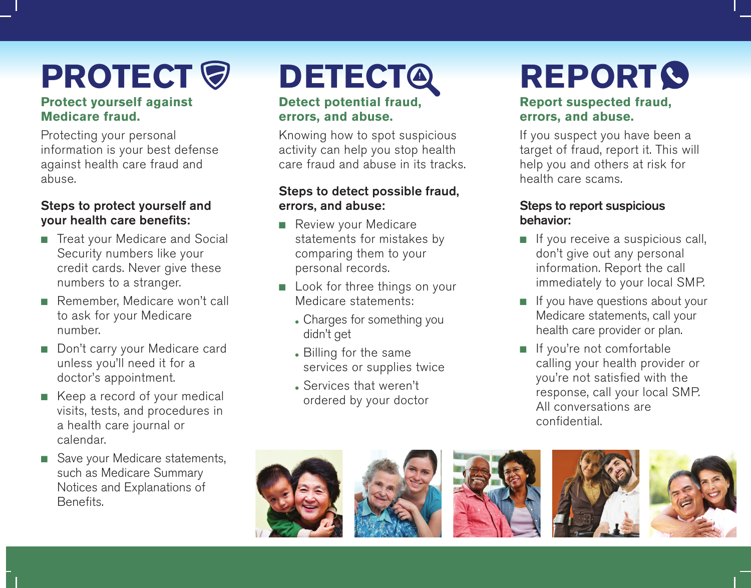# PROTECT

**Protect yourself against Medicare fraud.**

Protecting your personal information is your best defense against health care fraud and abuse.

**Steps to protect yourself and your health care benefits:**

- Treat your Medicare and Social Security numbers like your credit cards. Never give these numbers to a stranger.
- Remember, Medicare won't call to ask for your Medicare number.
- Don't carry your Medicare card unless you'll need it for a doctor's appointment.
- Keep a record of your medical visits, tests, and procedures in a health care journal or calendar.
- Save your Medicare statements, such as Medicare Summary Notices and Explanations of Benefits.

# DETECT

**Detect potential fraud, errors, and abuse.**

Knowing how to spot suspicious activity can help you stop health care fraud and abuse in its tracks.

**Steps to detect possible fraud, errors, and abuse:**

- Review your Medicare statements for mistakes by comparing them to your personal records.
- Look for three things on your Medicare statements:
  - Charges for something you didn't get
  - Billing for the same services or supplies twice
  - Services that weren't ordered by your doctor

# REPORT

**Report suspected fraud, errors, and abuse.**

If you suspect you have been a target of fraud, report it. This will help you and others at risk for health care scams.

**Steps to report suspicious behavior:**

- If you receive a suspicious call, don't give out any personal information. Report the call immediately to your local SMP.
- If you have questions about your Medicare statements, call your health care provider or plan.
- If you're not comfortable calling your health provider or you're not satisfied with the response, call your local SMP. All conversations are confidential.